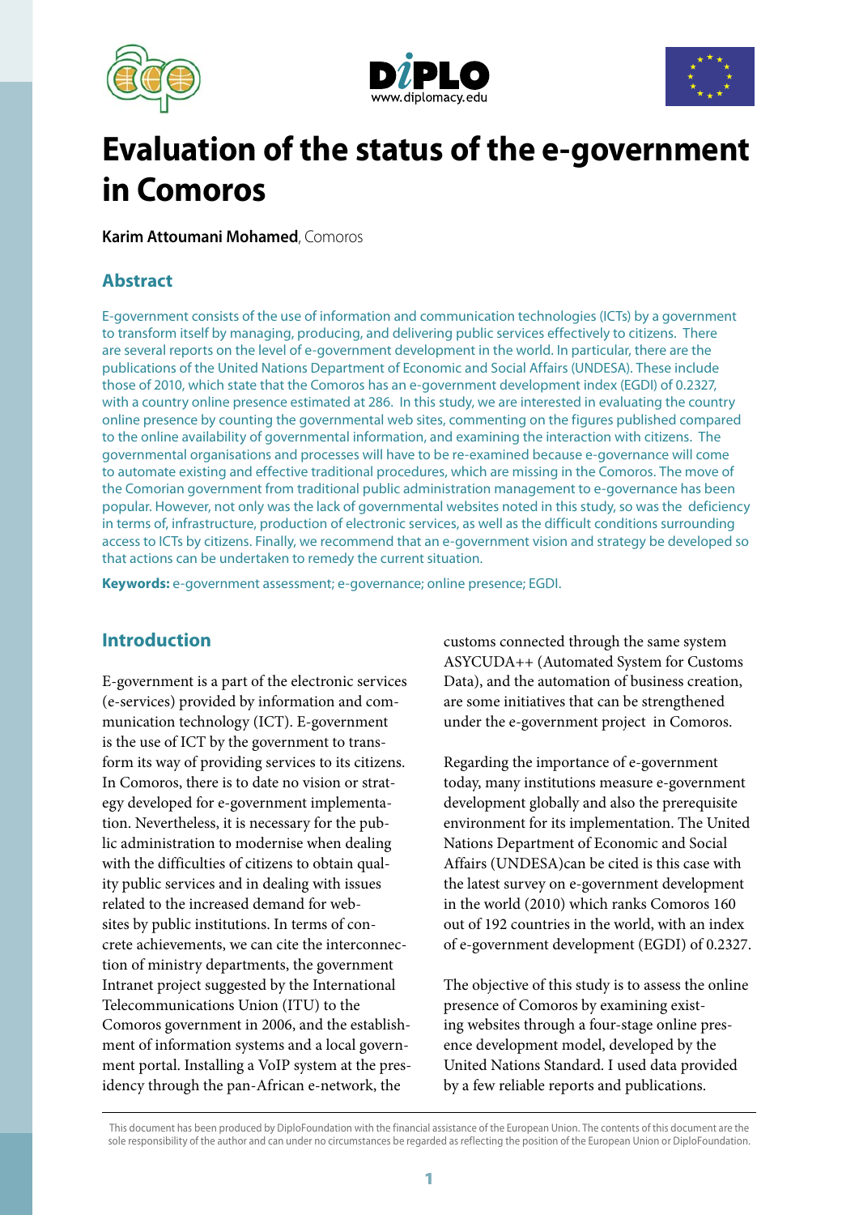# Evaluation of the status of the e-government in Comoros

**Karim Attoumani Mohamed**, Comoros

## Abstract

E-government consists of the use of information and communication technologies (ICTs) by a government to transform itself by managing, producing, and delivering public services effectively to citizens. There are several reports on the level of e-government development in the world. In particular, there are the publications of the United Nations Department of Economic and Social Affairs (UNDESA). These include those of 2010, which state that the Comoros has an e-government development index (EGDI) of 0.2327, with a country online presence estimated at 286. In this study, we are interested in evaluating the country online presence by counting the governmental web sites, commenting on the figures published compared to the online availability of governmental information, and examining the interaction with citizens. The governmental organisations and processes will have to be re-examined because e-governance will come to automate existing and effective traditional procedures, which are missing in the Comoros. The move of the Comorian government from traditional public administration management to e-governance has been popular. However, not only was the lack of governmental websites noted in this study, so was the deficiency in terms of, infrastructure, production of electronic services, as well as the difficult conditions surrounding access to ICTs by citizens. Finally, we recommend that an e-government vision and strategy be developed so that actions can be undertaken to remedy the current situation.

**Keywords:** e-government assessment; e-governance; online presence; EGDI.

## Introduction

E-government is a part of the electronic services (e-services) provided by information and communication technology (ICT). E-government is the use of ICT by the government to transform its way of providing services to its citizens. In Comoros, there is to date no vision or strategy developed for e-government implementation. Nevertheless, it is necessary for the public administration to modernise when dealing with the difficulties of citizens to obtain quality public services and in dealing with issues related to the increased demand for websites by public institutions. In terms of concrete achievements, we can cite the interconnection of ministry departments, the government Intranet project suggested by the International Telecommunications Union (ITU) to the Comoros government in 2006, and the establishment of information systems and a local government portal. Installing a VoIP system at the presidency through the pan-African e-network, the customs connected through the same system ASYCUDA++ (Automated System for Customs Data), and the automation of business creation, are some initiatives that can be strengthened under the e-government project in Comoros.

Regarding the importance of e-government today, many institutions measure e-government development globally and also the prerequisite environment for its implementation. The United Nations Department of Economic and Social Affairs (UNDESA)can be cited is this case with the latest survey on e-government development in the world (2010) which ranks Comoros 160 out of 192 countries in the world, with an index of e-government development (EGDI) of 0.2327.

The objective of this study is to assess the online presence of Comoros by examining existing websites through a four-stage online presence development model, developed by the United Nations Standard. I used data provided by a few reliable reports and publications.

This document has been produced by DiploFoundation with the financial assistance of the European Union. The contents of this document are the sole responsibility of the author and can under no circumstances be regarded as reflecting the position of the European Union or DiploFoundation.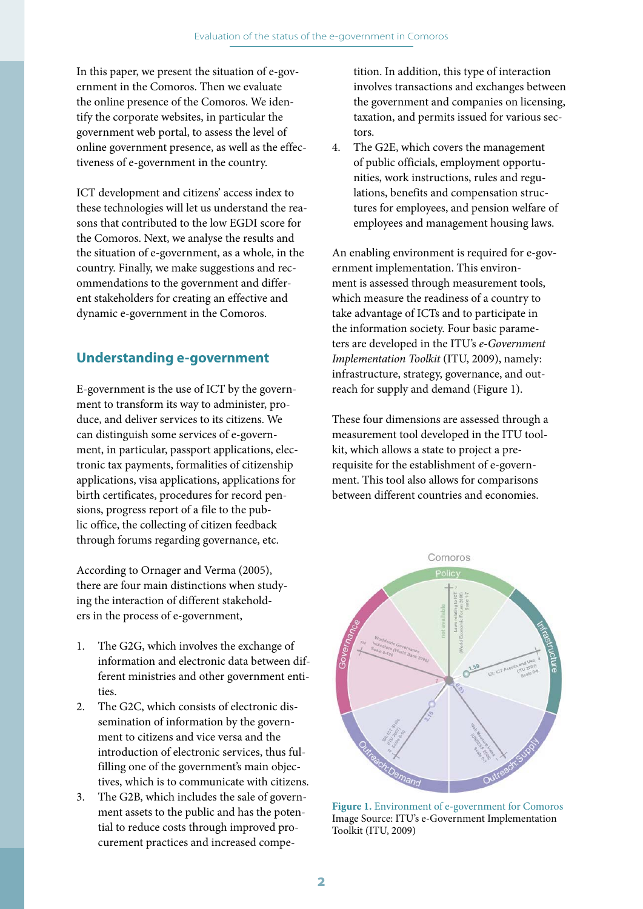In this paper, we present the situation of e-government in the Comoros. Then we evaluate the online presence of the Comoros. We identify the corporate websites, in particular the government web portal, to assess the level of online government presence, as well as the effectiveness of e-government in the country.

ICT development and citizens' access index to these technologies will let us understand the reasons that contributed to the low EGDI score for the Comoros. Next, we analyse the results and the situation of e-government, as a whole, in the country. Finally, we make suggestions and recommendations to the government and different stakeholders for creating an effective and dynamic e-government in the Comoros.

## Understanding e-government

E-government is the use of ICT by the government to transform its way to administer, produce, and deliver services to its citizens. We can distinguish some services of e-government, in particular, passport applications, electronic tax payments, formalities of citizenship applications, visa applications, applications for birth certificates, procedures for record pensions, progress report of a file to the public office, the collecting of citizen feedback through forums regarding governance, etc.

According to Ornager and Verma (2005), there are four main distinctions when studying the interaction of different stakeholders in the process of e-government,

1. The G2G, which involves the exchange of information and electronic data between different ministries and other government entities.
2. The G2C, which consists of electronic dissemination of information by the government to citizens and vice versa and the introduction of electronic services, thus fulfilling one of the government's main objectives, which is to communicate with citizens.
3. The G2B, which includes the sale of government assets to the public and has the potential to reduce costs through improved procurement practices and increased competition. In addition, this type of interaction involves transactions and exchanges between the government and companies on licensing, taxation, and permits issued for various sectors.
4. The G2E, which covers the management of public officials, employment opportunities, work instructions, rules and regulations, benefits and compensation structures for employees, and pension welfare of employees and management housing laws.

An enabling environment is required for e-government implementation. This environment is assessed through measurement tools, which measure the readiness of a country to take advantage of ICTs and to participate in the information society. Four basic parameters are developed in the ITU's *e-Government Implementation Toolkit* (ITU, 2009), namely: infrastructure, strategy, governance, and outreach for supply and demand (Figure 1).

These four dimensions are assessed through a measurement tool developed in the ITU toolkit, which allows a state to project a prerequisite for the establishment of e-government. This tool also allows for comparisons between different countries and economies.

**Figure 1.** Environment of e-government for Comoros
Image Source: ITU's e-Government Implementation Toolkit (ITU, 2009)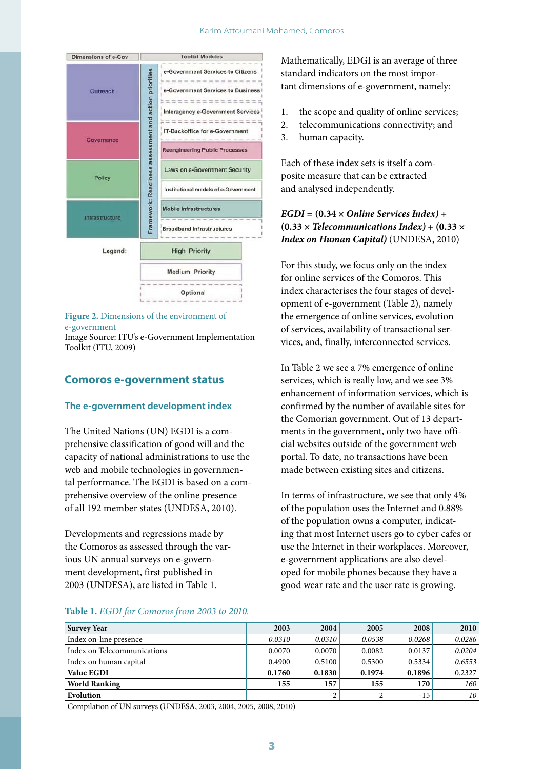Figure 2. Dimensions of the environment of e-government
Image Source: ITU's e-Government Implementation Toolkit (ITU, 2009)

## Comoros e-government status

### The e-government development index

The United Nations (UN) EGDI is a comprehensive classification of good will and the capacity of national administrations to use the web and mobile technologies in governmental performance. The EGDI is based on a comprehensive overview of the online presence of all 192 member states (UNDESA, 2010).

Developments and regressions made by the Comoros as assessed through the various UN annual surveys on e-government development, first published in 2003 (UNDESA), are listed in Table 1.

Mathematically, EDGI is an average of three standard indicators on the most important dimensions of e-government, namely:

1. the scope and quality of online services;
2. telecommunications connectivity; and
3. human capacity.

Each of these index sets is itself a composite measure that can be extracted and analysed independently.

***EGDI* = (0.34 × *Online Services Index)* + (0.33 × *Telecommunications Index)* + (0.33 × *Index on Human Capital)*** (UNDESA, 2010)

For this study, we focus only on the index for online services of the Comoros. This index characterises the four stages of development of e-government (Table 2), namely the emergence of online services, evolution of services, availability of transactional services, and, finally, interconnected services.

In Table 2 we see a 7% emergence of online services, which is really low, and we see 3% enhancement of information services, which is confirmed by the number of available sites for the Comorian government. Out of 13 departments in the government, only two have official websites outside of the government web portal. To date, no transactions have been made between existing sites and citizens.

In terms of infrastructure, we see that only 4% of the population uses the Internet and 0.88% of the population owns a computer, indicating that most Internet users go to cyber cafes or use the Internet in their workplaces. Moreover, e-government applications are also developed for mobile phones because they have a good wear rate and the user rate is growing.

**Table 1.** *EGDI for Comoros from 2003 to 2010.*

| Survey Year | 2003 | 2004 | 2005 | 2008 | 2010 |
|---|---|---|---|---|---|
| Index on-line presence | *0.0310* | *0.0310* | *0.0538* | *0.0268* | *0.0286* |
| Index on Telecommunications | 0.0070 | 0.0070 | 0.0082 | 0.0137 | *0.0204* |
| Index on human capital | 0.4900 | 0.5100 | 0.5300 | 0.5334 | *0.6553* |
| **Value EGDI** | **0.1760** | **0.1830** | **0.1974** | **0.1896** | 0.2327 |
| **World Ranking** | 155 | 157 | 155 | 170 | *160* |
| **Evolution** | | -2 | 2 | -15 | *10* |
| Compilation of UN surveys (UNDESA, 2003, 2004, 2005, 2008, 2010) | | | | | |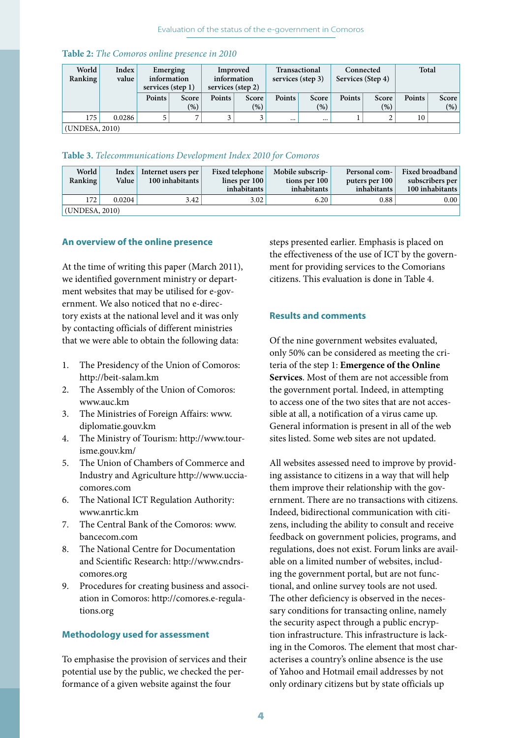**Table 2:** *The Comoros online presence in 2010*

| World Ranking | Index value | Emerging information services (step 1) | | Improved information services (step 2) | | Transactional services (step 3) | | Connected Services (Step 4) | | Total | |
|---|---|---|---|---|---|---|---|---|---|---|---|
| | | Points | Score (%) | Points | Score (%) | Points | Score (%) | Points | Score (%) | Points | Score (%) |
| 175 | 0.0286 | 5 | 7 | 3 | 3 | ... | ... | 1 | 2 | 10 | |
| (UNDESA, 2010) | | | | | | | | | | | |

**Table 3.** *Telecommunications Development Index 2010 for Comoros*

| World Ranking | Index Value | Internet users per 100 inhabitants | Fixed telephone lines per 100 inhabitants | Mobile subscriptions per 100 inhabitants | Personal computers per 100 inhabitants | Fixed broadband subscribers per 100 inhabitants |
|---|---|---|---|---|---|---|
| 172 | 0.0204 | 3.42 | 3.02 | 6.20 | 0.88 | 0.00 |
| (UNDESA, 2010) | | | | | | |

## An overview of the online presence

At the time of writing this paper (March 2011), we identified government ministry or department websites that may be utilised for e-government. We also noticed that no e-directory exists at the national level and it was only by contacting officials of different ministries that we were able to obtain the following data:

1. The Presidency of the Union of Comoros: http://beit-salam.km
2. The Assembly of the Union of Comoros: www.auc.km
3. The Ministries of Foreign Affairs: www.diplomatie.gouv.km
4. The Ministry of Tourism: http://www.tourisme.gouv.km/
5. The Union of Chambers of Commerce and Industry and Agriculture http://www.uccia-comores.com
6. The National ICT Regulation Authority: www.anrtic.km
7. The Central Bank of the Comoros: www.bancecom.com
8. The National Centre for Documentation and Scientific Research: http://www.cndrs-comores.org
9. Procedures for creating business and association in Comoros: http://comores.e-regulations.org

## Methodology used for assessment

To emphasise the provision of services and their potential use by the public, we checked the performance of a given website against the four steps presented earlier. Emphasis is placed on the effectiveness of the use of ICT by the government for providing services to the Comorians citizens. This evaluation is done in Table 4.

## Results and comments

Of the nine government websites evaluated, only 50% can be considered as meeting the criteria of the step 1: **Emergence of the Online Services**. Most of them are not accessible from the government portal. Indeed, in attempting to access one of the two sites that are not accessible at all, a notification of a virus came up. General information is present in all of the web sites listed. Some web sites are not updated.

All websites assessed need to improve by providing assistance to citizens in a way that will help them improve their relationship with the government. There are no transactions with citizens. Indeed, bidirectional communication with citizens, including the ability to consult and receive feedback on government policies, programs, and regulations, does not exist. Forum links are available on a limited number of websites, including the government portal, but are not functional, and online survey tools are not used. The other deficiency is observed in the necessary conditions for transacting online, namely the security aspect through a public encryption infrastructure. This infrastructure is lacking in the Comoros. The element that most characterises a country's online absence is the use of Yahoo and Hotmail email addresses by not only ordinary citizens but by state officials up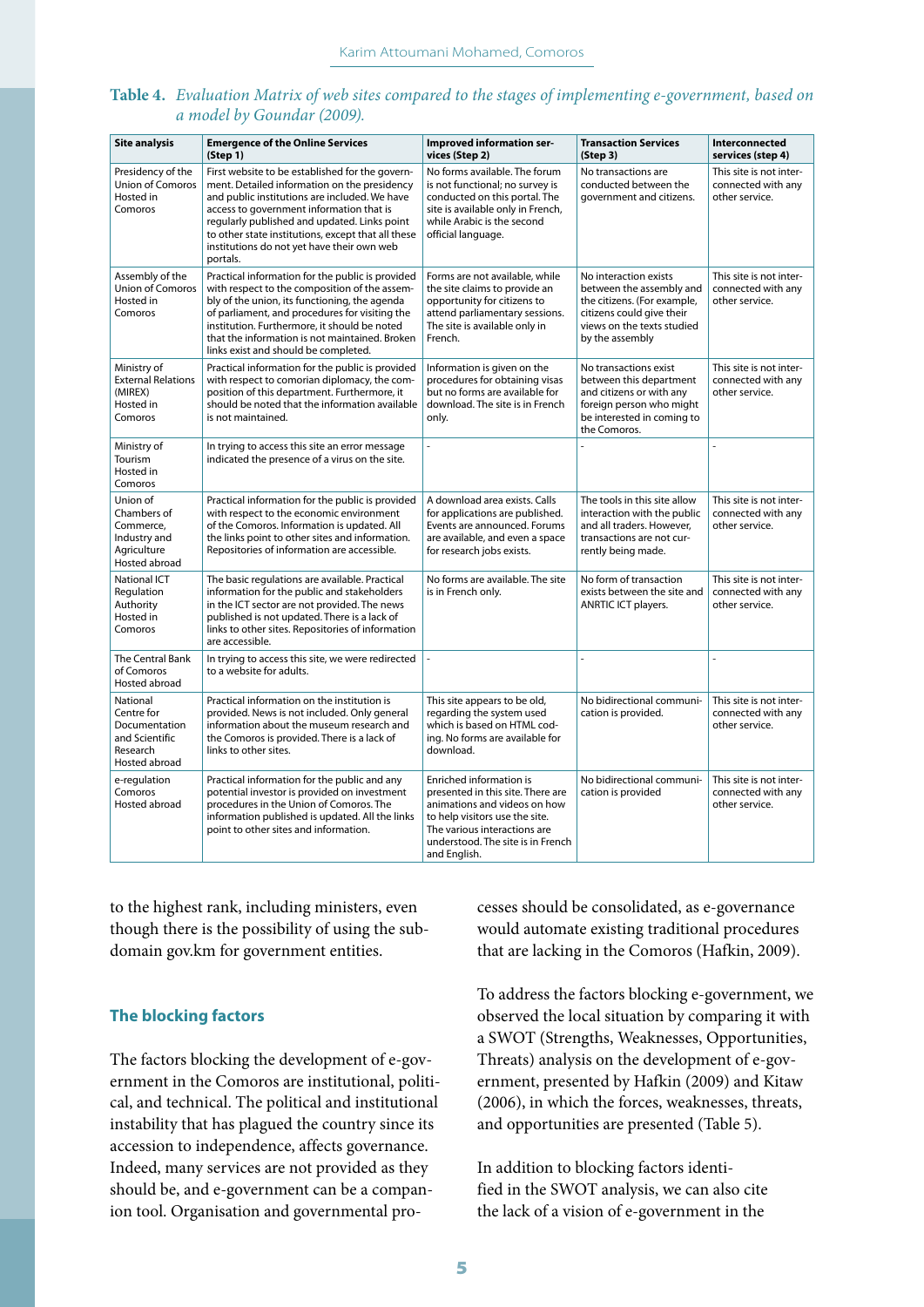**Table 4.** *Evaluation Matrix of web sites compared to the stages of implementing e-government, based on a model by Goundar (2009).*

| Site analysis | Emergence of the Online Services (Step 1) | Improved information services (Step 2) | Transaction Services (Step 3) | Interconnected services (step 4) |
|---|---|---|---|---|
| Presidency of the Union of Comoros Hosted in Comoros | First website to be established for the government. Detailed information on the presidency and public institutions are included. We have access to government information that is regularly published and updated. Links point to other state institutions, except that all these institutions do not yet have their own web portals. | No forms available. The forum is not functional; no survey is conducted on this portal. The site is available only in French, while Arabic is the second official language. | No transactions are conducted between the government and citizens. | This site is not interconnected with any other service. |
| Assembly of the Union of Comoros Hosted in Comoros | Practical information for the public is provided with respect to the composition of the assembly of the union, its functioning, the agenda of parliament, and procedures for visiting the institution. Furthermore, it should be noted that the information is not maintained. Broken links exist and should be completed. | Forms are not available, while the site claims to provide an opportunity for citizens to attend parliamentary sessions. The site is available only in French. | No interaction exists between the assembly and the citizens. (For example, citizens could give their views on the texts studied by the assembly | This site is not interconnected with any other service. |
| Ministry of External Relations (MIREX) Hosted in Comoros | Practical information for the public is provided with respect to comorian diplomacy, the composition of this department. Furthermore, it should be noted that the information available is not maintained. | Information is given on the procedures for obtaining visas but no forms are available for download. The site is in French only. | No transactions exist between this department and citizens or with any foreign person who might be interested in coming to the Comoros. | This site is not interconnected with any other service. |
| Ministry of Tourism Hosted in Comoros | In trying to access this site an error message indicated the presence of a virus on the site. | - | - | - |
| Union of Chambers of Commerce, Industry and Agriculture Hosted abroad | Practical information for the public is provided with respect to the economic environment of the Comoros. Information is updated. All the links point to other sites and information. Repositories of information are accessible. | A download area exists. Calls for applications are published. Events are announced. Forums are available, and even a space for research jobs exists. | The tools in this site allow interaction with the public and all traders. However, transactions are not currently being made. | This site is not interconnected with any other service. |
| National ICT Regulation Authority Hosted in Comoros | The basic regulations are available. Practical information for the public and stakeholders in the ICT sector are not provided. The news published is not updated. There is a lack of links to other sites. Repositories of information are accessible. | No forms are available. The site is in French only. | No form of transaction exists between the site and ANRTIC ICT players. | This site is not interconnected with any other service. |
| The Central Bank of Comoros Hosted abroad | In trying to access this site, we were redirected to a website for adults. | - | - | - |
| National Centre for Documentation and Scientific Research Hosted abroad | Practical information on the institution is provided. News is not included. Only general information about the museum research and the Comoros is provided. There is a lack of links to other sites. | This site appears to be old, regarding the system used which is based on HTML coding. No forms are available for download. | No bidirectional communication is provided. | This site is not interconnected with any other service. |
| e-regulation Comoros Hosted abroad | Practical information for the public and any potential investor is provided on investment procedures in the Union of Comoros. The information published is updated. All the links point to other sites and information. | Enriched information is presented in this site. There are animations and videos on how to help visitors use the site. The various interactions are understood. The site is in French and English. | No bidirectional communication is provided | This site is not interconnected with any other service. |

to the highest rank, including ministers, even though there is the possibility of using the subdomain gov.km for government entities.

## The blocking factors

The factors blocking the development of e-government in the Comoros are institutional, political, and technical. The political and institutional instability that has plagued the country since its accession to independence, affects governance. Indeed, many services are not provided as they should be, and e-government can be a companion tool. Organisation and governmental processes should be consolidated, as e-governance would automate existing traditional procedures that are lacking in the Comoros (Hafkin, 2009).

To address the factors blocking e-government, we observed the local situation by comparing it with a SWOT (Strengths, Weaknesses, Opportunities, Threats) analysis on the development of e-government, presented by Hafkin (2009) and Kitaw (2006), in which the forces, weaknesses, threats, and opportunities are presented (Table 5).

In addition to blocking factors identified in the SWOT analysis, we can also cite the lack of a vision of e-government in the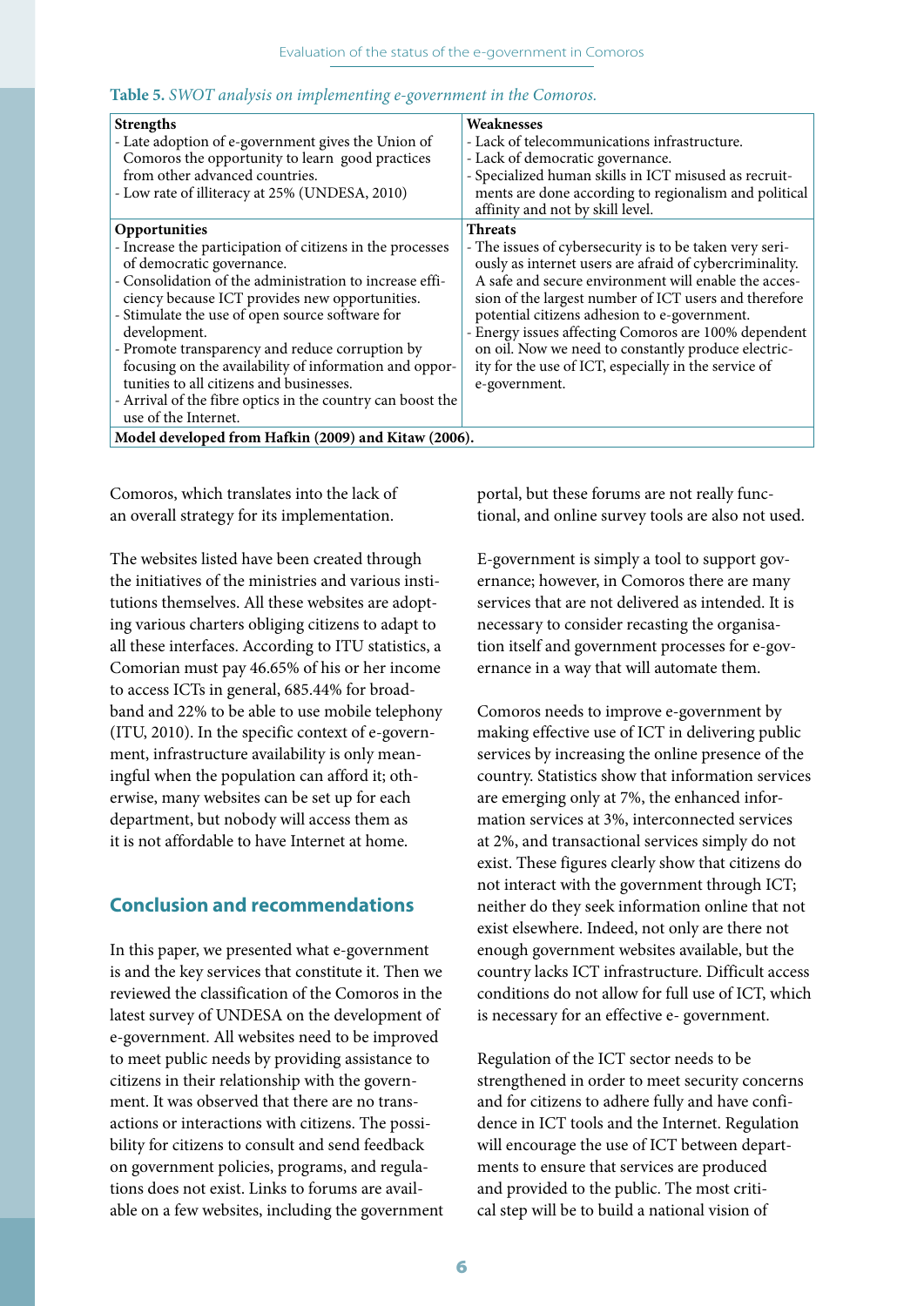**Table 5.** *SWOT analysis on implementing e-government in the Comoros.*

| **Strengths** | **Weaknesses** |
|---|---|
| - Late adoption of e-government gives the Union of Comoros the opportunity to learn good practices from other advanced countries.<br>- Low rate of illiteracy at 25% (UNDESA, 2010) | - Lack of telecommunications infrastructure.<br>- Lack of democratic governance.<br>- Specialized human skills in ICT misused as recruitments are done according to regionalism and political affinity and not by skill level. |
| **Opportunities** | **Threats** |
| - Increase the participation of citizens in the processes of democratic governance.<br>- Consolidation of the administration to increase efficiency because ICT provides new opportunities.<br>- Stimulate the use of open source software for development.<br>- Promote transparency and reduce corruption by focusing on the availability of information and opportunities to all citizens and businesses.<br>- Arrival of the fibre optics in the country can boost the use of the Internet. | - The issues of cybersecurity is to be taken very seriously as internet users are afraid of cybercriminality. A safe and secure environment will enable the accession of the largest number of ICT users and therefore potential citizens adhesion to e-government.<br>- Energy issues affecting Comoros are 100% dependent on oil. Now we need to constantly produce electricity for the use of ICT, especially in the service of e-government. |
| **Model developed from Hafkin (2009) and Kitaw (2006).** | |

Comoros, which translates into the lack of an overall strategy for its implementation.

The websites listed have been created through the initiatives of the ministries and various institutions themselves. All these websites are adopting various charters obliging citizens to adapt to all these interfaces. According to ITU statistics, a Comorian must pay 46.65% of his or her income to access ICTs in general, 685.44% for broadband and 22% to be able to use mobile telephony (ITU, 2010). In the specific context of e-government, infrastructure availability is only meaningful when the population can afford it; otherwise, many websites can be set up for each department, but nobody will access them as it is not affordable to have Internet at home.

## Conclusion and recommendations

In this paper, we presented what e-government is and the key services that constitute it. Then we reviewed the classification of the Comoros in the latest survey of UNDESA on the development of e-government. All websites need to be improved to meet public needs by providing assistance to citizens in their relationship with the government. It was observed that there are no transactions or interactions with citizens. The possibility for citizens to consult and send feedback on government policies, programs, and regulations does not exist. Links to forums are available on a few websites, including the government portal, but these forums are not really functional, and online survey tools are also not used.

E-government is simply a tool to support governance; however, in Comoros there are many services that are not delivered as intended. It is necessary to consider recasting the organisation itself and government processes for e-governance in a way that will automate them.

Comoros needs to improve e-government by making effective use of ICT in delivering public services by increasing the online presence of the country. Statistics show that information services are emerging only at 7%, the enhanced information services at 3%, interconnected services at 2%, and transactional services simply do not exist. These figures clearly show that citizens do not interact with the government through ICT; neither do they seek information online that not exist elsewhere. Indeed, not only are there not enough government websites available, but the country lacks ICT infrastructure. Difficult access conditions do not allow for full use of ICT, which is necessary for an effective e- government.

Regulation of the ICT sector needs to be strengthened in order to meet security concerns and for citizens to adhere fully and have confidence in ICT tools and the Internet. Regulation will encourage the use of ICT between departments to ensure that services are produced and provided to the public. The most critical step will be to build a national vision of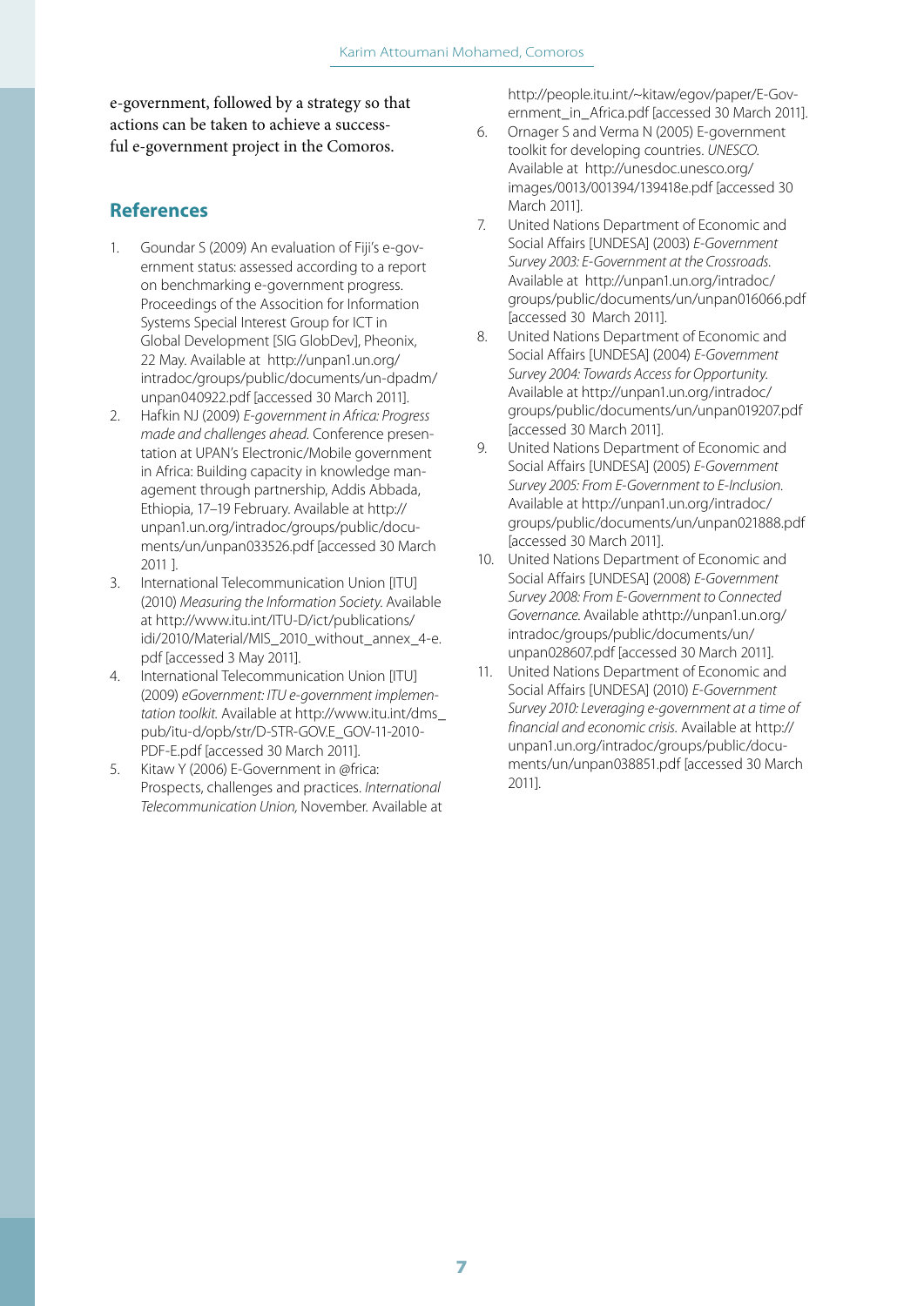e-government, followed by a strategy so that actions can be taken to achieve a successful e-government project in the Comoros.

## References

1. Goundar S (2009) An evaluation of Fiji's e-government status: assessed according to a report on benchmarking e-government progress. Proceedings of the Assocition for Information Systems Special Interest Group for ICT in Global Development [SIG GlobDev], Pheonix, 22 May. Available at http://unpan1.un.org/intradoc/groups/public/documents/un-dpadm/unpan040922.pdf [accessed 30 March 2011].
2. Hafkin NJ (2009) *E-government in Africa: Progress made and challenges ahead.* Conference presentation at UPAN's Electronic/Mobile government in Africa: Building capacity in knowledge management through partnership, Addis Abbada, Ethiopia, 17–19 February. Available at http://unpan1.un.org/intradoc/groups/public/documents/un/unpan033526.pdf [accessed 30 March 2011 ].
3. International Telecommunication Union [ITU] (2010) *Measuring the Information Society.* Available at http://www.itu.int/ITU-D/ict/publications/idi/2010/Material/MIS_2010_without_annex_4-e.pdf [accessed 3 May 2011].
4. International Telecommunication Union [ITU] (2009) *eGovernment: ITU e-government implementation toolkit.* Available at http://www.itu.int/dms_pub/itu-d/opb/str/D-STR-GOV.E_GOV-11-2010-PDF-E.pdf [accessed 30 March 2011].
5. Kitaw Y (2006) E-Government in @frica: Prospects, challenges and practices. *International Telecommunication Union,* November. Available at http://people.itu.int/~kitaw/egov/paper/E-Government_in_Africa.pdf [accessed 30 March 2011].
6. Ornager S and Verma N (2005) E-government toolkit for developing countries. *UNESCO.* Available at http://unesdoc.unesco.org/images/0013/001394/139418e.pdf [accessed 30 March 2011].
7. United Nations Department of Economic and Social Affairs [UNDESA] (2003) *E-Government Survey 2003: E-Government at the Crossroads.* Available at http://unpan1.un.org/intradoc/groups/public/documents/un/unpan016066.pdf [accessed 30 March 2011].
8. United Nations Department of Economic and Social Affairs [UNDESA] (2004) *E-Government Survey 2004: Towards Access for Opportunity.* Available at http://unpan1.un.org/intradoc/groups/public/documents/un/unpan019207.pdf [accessed 30 March 2011].
9. United Nations Department of Economic and Social Affairs [UNDESA] (2005) *E-Government Survey 2005: From E-Government to E-Inclusion.* Available at http://unpan1.un.org/intradoc/groups/public/documents/un/unpan021888.pdf [accessed 30 March 2011].
10. United Nations Department of Economic and Social Affairs [UNDESA] (2008) *E-Government Survey 2008: From E-Government to Connected Governance.* Available athttp://unpan1.un.org/intradoc/groups/public/documents/un/unpan028607.pdf [accessed 30 March 2011].
11. United Nations Department of Economic and Social Affairs [UNDESA] (2010) *E-Government Survey 2010: Leveraging e-government at a time of financial and economic crisis.* Available at http://unpan1.un.org/intradoc/groups/public/documents/un/unpan038851.pdf [accessed 30 March 2011].